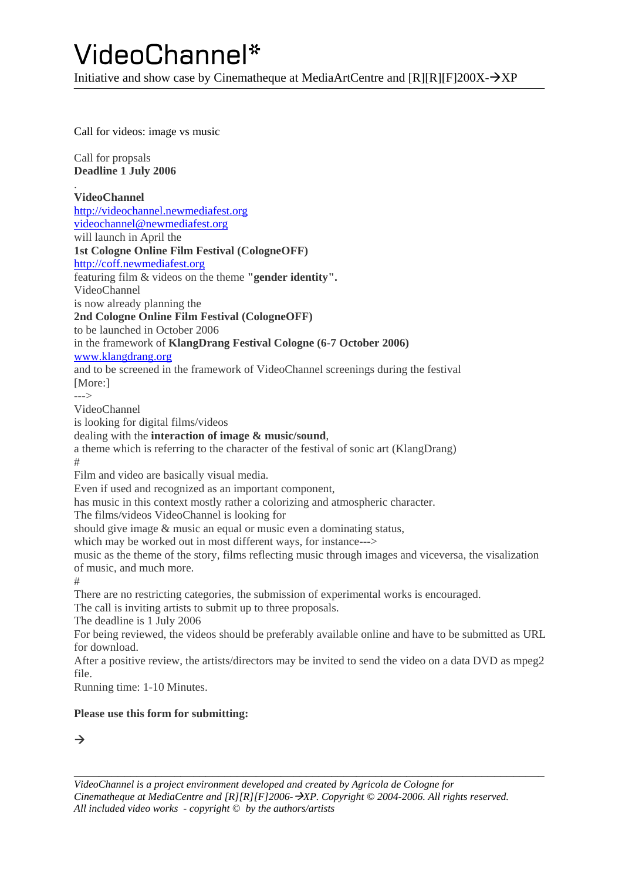# VideoChannel*

Initiative and show case by Cinematheque at MediaArtCentre and [R][R][F]200X-→XP

---

Call for videos: image vs music

Call for propsals
**Deadline 1 July 2006**

.
**VideoChannel**
http://videochannel.newmediafest.org
videochannel@newmediafest.org
will launch in April the
**1st Cologne Online Film Festival (CologneOFF)**
http://coff.newmediafest.org
featuring film & videos on the theme **"gender identity".**
VideoChannel
is now already planning the
**2nd Cologne Online Film Festival (CologneOFF)**
to be launched in October 2006
in the framework of **KlangDrang Festival Cologne (6-7 October 2006)**
www.klangdrang.org
and to be screened in the framework of VideoChannel screenings during the festival
[More:]
--->
VideoChannel
is looking for digital films/videos
dealing with the **interaction of image & music/sound**,
a theme which is referring to the character of the festival of sonic art (KlangDrang)
#
Film and video are basically visual media.
Even if used and recognized as an important component,
has music in this context mostly rather a colorizing and atmospheric character.
The films/videos VideoChannel is looking for
should give image & music an equal or music even a dominating status,
which may be worked out in most different ways, for instance--->
music as the theme of the story, films reflecting music through images and viceversa, the visalization of music, and much more.
#
There are no restricting categories, the submission of experimental works is encouraged.
The call is inviting artists to submit up to three proposals.
The deadline is 1 July 2006
For being reviewed, the videos should be preferably available online and have to be submitted as URL for download.
After a positive review, the artists/directors may be invited to send the video on a data DVD as mpeg2 file.
Running time: 1-10 Minutes.

**Please use this form for submitting:**

→

---

*VideoChannel is a project environment developed and created by Agricola de Cologne for Cinematheque at MediaCentre and [R][R][F]2006-→XP. Copyright © 2004-2006. All rights reserved. All included video works - copyright © by the authors/artists*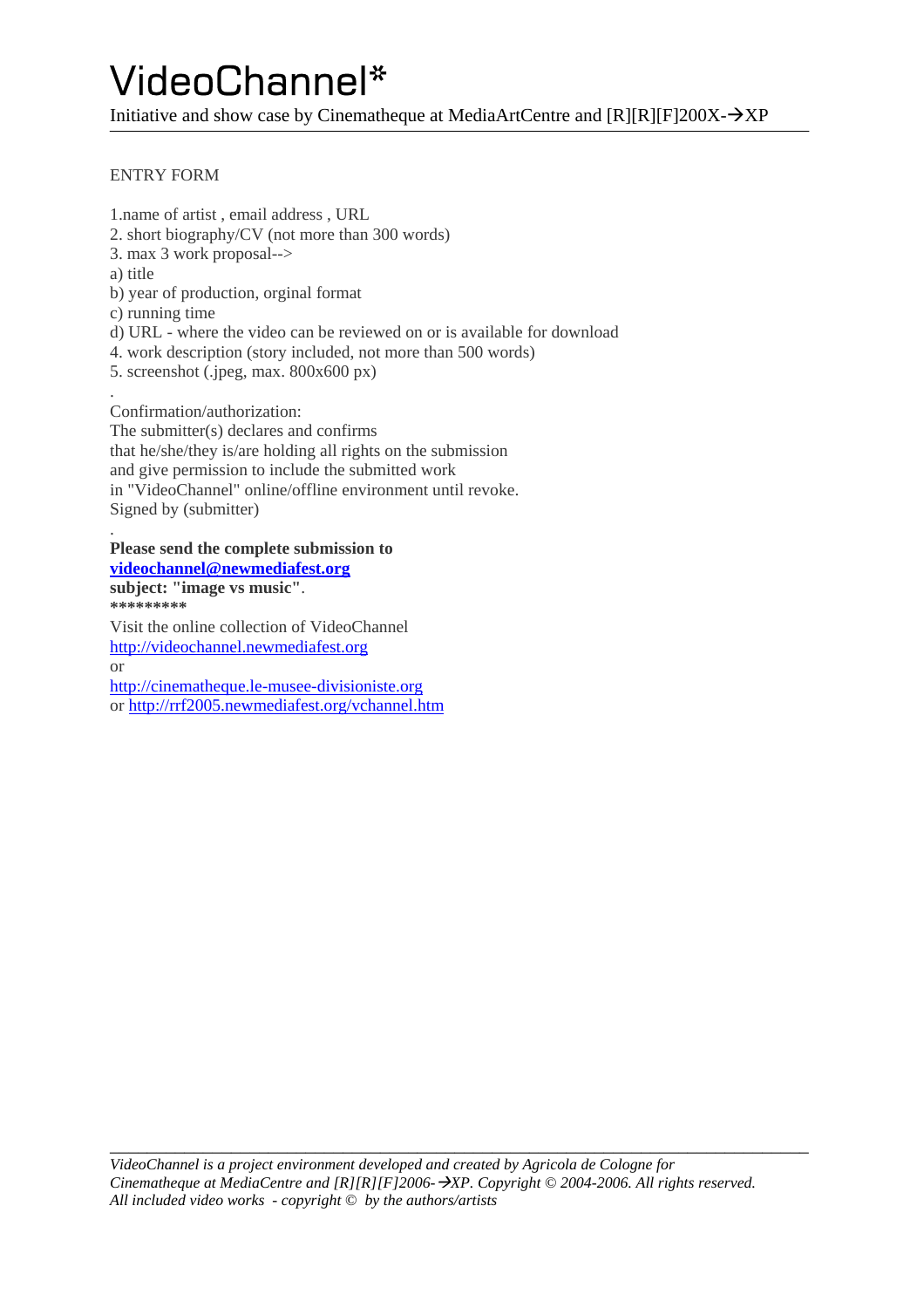# VideoChannel*

Initiative and show case by Cinematheque at MediaArtCentre and [R][R][F]200X-→XP

---

ENTRY FORM

1.name of artist , email address , URL
2. short biography/CV (not more than 300 words)
3. max 3 work proposal-->
a) title
b) year of production, orginal format
c) running time
d) URL - where the video can be reviewed on or is available for download
4. work description (story included, not more than 500 words)
5. screenshot (.jpeg, max. 800x600 px)

.
Confirmation/authorization:
The submitter(s) declares and confirms
that he/she/they is/are holding all rights on the submission
and give permission to include the submitted work
in "VideoChannel" online/offline environment until revoke.
Signed by (submitter)

.
**Please send the complete submission to**
**[videochannel@newmediafest.org](mailto:videochannel@newmediafest.org)**
**subject: "image vs music"**.
*********
Visit the online collection of VideoChannel
[http://videochannel.newmediafest.org](http://videochannel.newmediafest.org)
or
[http://cinematheque.le-musee-divisioniste.org](http://cinematheque.le-musee-divisioniste.org)
or [http://rrf2005.newmediafest.org/vchannel.htm](http://rrf2005.newmediafest.org/vchannel.htm)

---

*VideoChannel is a project environment developed and created by Agricola de Cologne for Cinematheque at MediaCentre and [R][R][F]2006-→XP. Copyright © 2004-2006. All rights reserved. All included video works - copyright © by the authors/artists*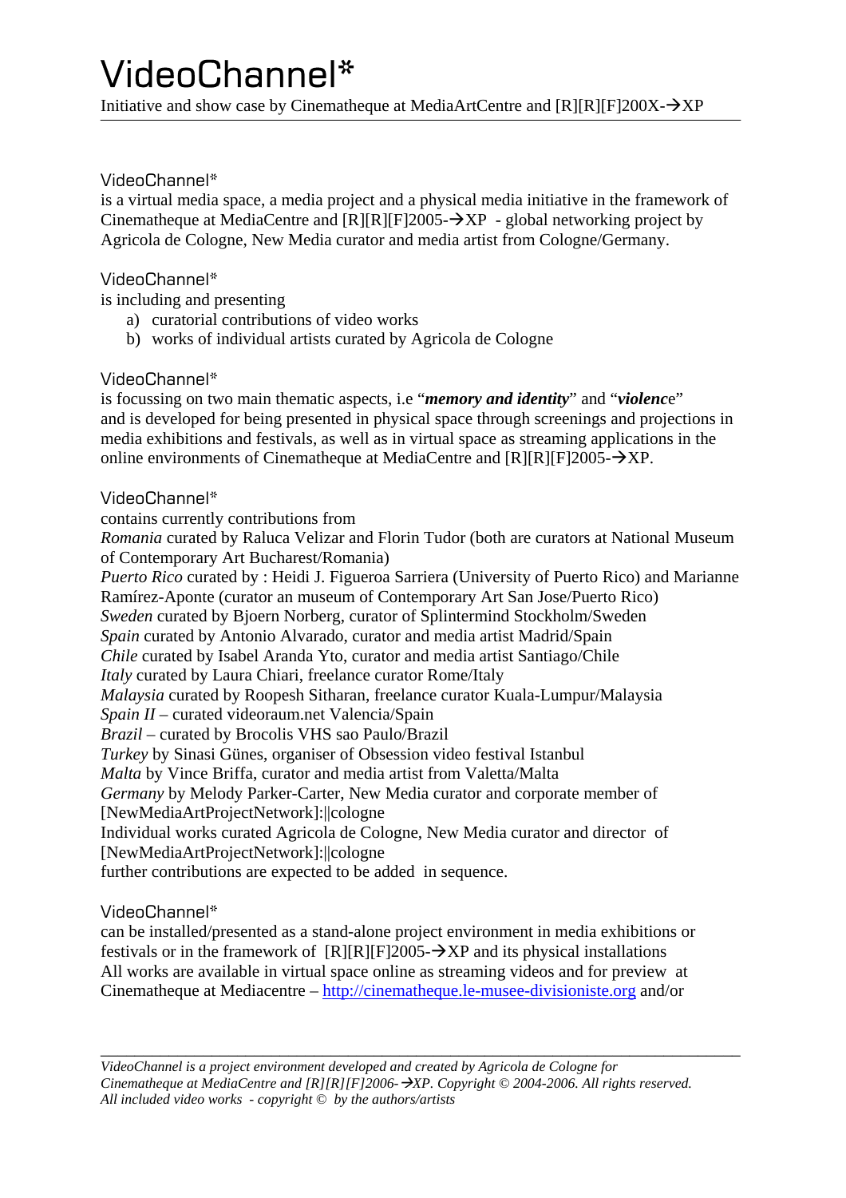# VideoChannel*

Initiative and show case by Cinematheque at MediaArtCentre and [R][R][F]200X-→XP

---

### VideoChannel*

is a virtual media space, a media project and a physical media initiative in the framework of Cinematheque at MediaCentre and [R][R][F]2005-→XP - global networking project by Agricola de Cologne, New Media curator and media artist from Cologne/Germany.

### VideoChannel*

is including and presenting

a) curatorial contributions of video works
b) works of individual artists curated by Agricola de Cologne

### VideoChannel*

is focussing on two main thematic aspects, i.e "***memory and identity***" and "***violenc***e" and is developed for being presented in physical space through screenings and projections in media exhibitions and festivals, as well as in virtual space as streaming applications in the online environments of Cinematheque at MediaCentre and [R][R][F]2005-→XP.

### VideoChannel*

contains currently contributions from
*Romania* curated by Raluca Velizar and Florin Tudor (both are curators at National Museum of Contemporary Art Bucharest/Romania)
*Puerto Rico* curated by : Heidi J. Figueroa Sarriera (University of Puerto Rico) and Marianne Ramírez-Aponte (curator an museum of Contemporary Art San Jose/Puerto Rico)
*Sweden* curated by Bjoern Norberg, curator of Splintermind Stockholm/Sweden
*Spain* curated by Antonio Alvarado, curator and media artist Madrid/Spain
*Chile* curated by Isabel Aranda Yto, curator and media artist Santiago/Chile
*Italy* curated by Laura Chiari, freelance curator Rome/Italy
*Malaysia* curated by Roopesh Sitharan, freelance curator Kuala-Lumpur/Malaysia
*Spain II* – curated videoraum.net Valencia/Spain
*Brazil* – curated by Brocolis VHS sao Paulo/Brazil
*Turkey* by Sinasi Günes, organiser of Obsession video festival Istanbul
*Malta* by Vince Briffa, curator and media artist from Valetta/Malta
*Germany* by Melody Parker-Carter, New Media curator and corporate member of [NewMediaArtProjectNetwork]:||cologne
Individual works curated Agricola de Cologne, New Media curator and director of [NewMediaArtProjectNetwork]:||cologne
further contributions are expected to be added in sequence.

### VideoChannel*

can be installed/presented as a stand-alone project environment in media exhibitions or festivals or in the framework of [R][R][F]2005-→XP and its physical installations
All works are available in virtual space online as streaming videos and for preview at Cinematheque at Mediacentre – http://cinematheque.le-musee-divisioniste.org and/or

---

*VideoChannel is a project environment developed and created by Agricola de Cologne for Cinematheque at MediaCentre and [R][R][F]2006-→XP. Copyright © 2004-2006. All rights reserved. All included video works - copyright © by the authors/artists*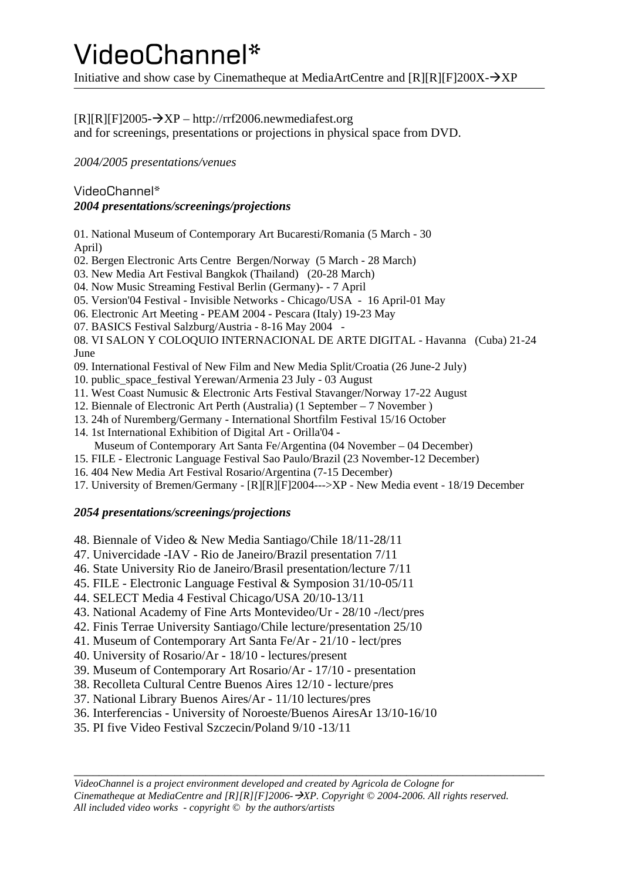# VideoChannel*

Initiative and show case by Cinematheque at MediaArtCentre and [R][R][F]200X-→XP

---

[R][R][F]2005-→XP – http://rrf2006.newmediafest.org
and for screenings, presentations or projections in physical space from DVD.

*2004/2005 presentations/venues*

VideoChannel*
***2004 presentations/screenings/projections***

01. National Museum of Contemporary Art Bucaresti/Romania (5 March - 30 April)
02. Bergen Electronic Arts Centre Bergen/Norway (5 March - 28 March)
03. New Media Art Festival Bangkok (Thailand) (20-28 March)
04. Now Music Streaming Festival Berlin (Germany)- - 7 April
05. Version'04 Festival - Invisible Networks - Chicago/USA - 16 April-01 May
06. Electronic Art Meeting - PEAM 2004 - Pescara (Italy) 19-23 May
07. BASICS Festival Salzburg/Austria - 8-16 May 2004 -
08. VI SALON Y COLOQUIO INTERNACIONAL DE ARTE DIGITAL - Havanna (Cuba) 21-24 June
09. International Festival of New Film and New Media Split/Croatia (26 June-2 July)
10. public_space_festival Yerewan/Armenia 23 July - 03 August
11. West Coast Numusic & Electronic Arts Festival Stavanger/Norway 17-22 August
12. Biennale of Electronic Art Perth (Australia) (1 September – 7 November )
13. 24h of Nuremberg/Germany - International Shortfilm Festival 15/16 October
14. 1st International Exhibition of Digital Art - Orilla'04 -
    Museum of Contemporary Art Santa Fe/Argentina (04 November – 04 December)
15. FILE - Electronic Language Festival Sao Paulo/Brazil (23 November-12 December)
16. 404 New Media Art Festival Rosario/Argentina (7-15 December)
17. University of Bremen/Germany - [R][R][F]2004--->XP - New Media event - 18/19 December

***2054 presentations/screenings/projections***

48. Biennale of Video & New Media Santiago/Chile 18/11-28/11
47. Univercidade -IAV - Rio de Janeiro/Brazil presentation 7/11
46. State University Rio de Janeiro/Brasil presentation/lecture 7/11
45. FILE - Electronic Language Festival & Symposion 31/10-05/11
44. SELECT Media 4 Festival Chicago/USA 20/10-13/11
43. National Academy of Fine Arts Montevideo/Ur - 28/10 -/lect/pres
42. Finis Terrae University Santiago/Chile lecture/presentation 25/10
41. Museum of Contemporary Art Santa Fe/Ar - 21/10 - lect/pres
40. University of Rosario/Ar - 18/10 - lectures/present
39. Museum of Contemporary Art Rosario/Ar - 17/10 - presentation
38. Recolleta Cultural Centre Buenos Aires 12/10 - lecture/pres
37. National Library Buenos Aires/Ar - 11/10 lectures/pres
36. Interferencias - University of Noroeste/Buenos AiresAr 13/10-16/10
35. PI five Video Festival Szczecin/Poland 9/10 -13/11

---

*VideoChannel is a project environment developed and created by Agricola de Cologne for Cinematheque at MediaCentre and [R][R][F]2006-→XP. Copyright © 2004-2006. All rights reserved. All included video works - copyright © by the authors/artists*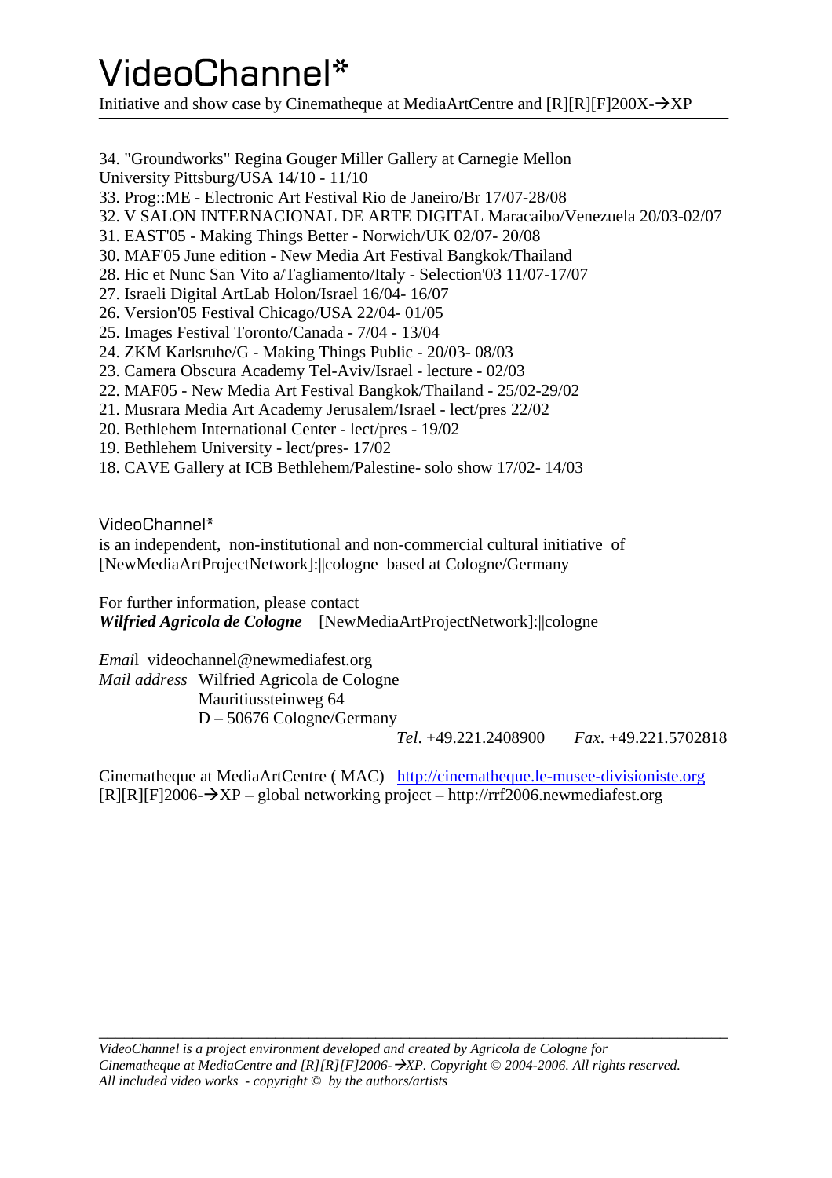# VideoChannel*

Initiative and show case by Cinematheque at MediaArtCentre and [R][R][F]200X-→XP

---

34. "Groundworks" Regina Gouger Miller Gallery at Carnegie Mellon University Pittsburg/USA 14/10 - 11/10
33. Prog::ME - Electronic Art Festival Rio de Janeiro/Br 17/07-28/08
32. V SALON INTERNACIONAL DE ARTE DIGITAL Maracaibo/Venezuela 20/03-02/07
31. EAST'05 - Making Things Better - Norwich/UK 02/07- 20/08
30. MAF'05 June edition - New Media Art Festival Bangkok/Thailand
28. Hic et Nunc San Vito a/Tagliamento/Italy - Selection'03 11/07-17/07
27. Israeli Digital ArtLab Holon/Israel 16/04- 16/07
26. Version'05 Festival Chicago/USA 22/04- 01/05
25. Images Festival Toronto/Canada - 7/04 - 13/04
24. ZKM Karlsruhe/G - Making Things Public - 20/03- 08/03
23. Camera Obscura Academy Tel-Aviv/Israel - lecture - 02/03
22. MAF05 - New Media Art Festival Bangkok/Thailand - 25/02-29/02
21. Musrara Media Art Academy Jerusalem/Israel - lect/pres 22/02
20. Bethlehem International Center - lect/pres - 19/02
19. Bethlehem University - lect/pres- 17/02
18. CAVE Gallery at ICB Bethlehem/Palestine- solo show 17/02- 14/03

VideoChannel*
is an independent, non-institutional and non-commercial cultural initiative of [NewMediaArtProjectNetwork]:||cologne based at Cologne/Germany

For further information, please contact
***Wilfried Agricola de Cologne*** [NewMediaArtProjectNetwork]:||cologne

*Email* videochannel@newmediafest.org
*Mail address* Wilfried Agricola de Cologne
Mauritiussteinweg 64
D – 50676 Cologne/Germany
*Tel*. +49.221.2408900 *Fax*. +49.221.5702818

Cinematheque at MediaArtCentre ( MAC) http://cinematheque.le-musee-divisioniste.org
[R][R][F]2006-→XP – global networking project – http://rrf2006.newmediafest.org

---

*VideoChannel is a project environment developed and created by Agricola de Cologne for Cinematheque at MediaCentre and [R][R][F]2006-→XP. Copyright © 2004-2006. All rights reserved. All included video works - copyright © by the authors/artists*